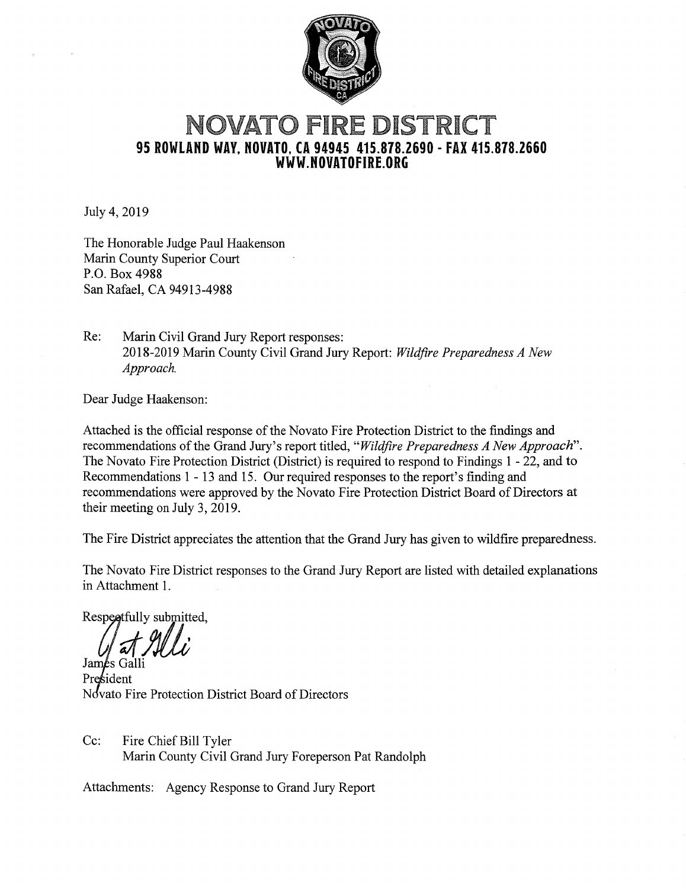# NOVATO FIRE DISTRICT

**95 ROWLAND WAY, NOVATO, CA 94945 415.878.2690 - FAX 415.878.2660**
**WWW.NOVATOFIRE.ORG**

July 4, 2019

The Honorable Judge Paul Haakenson
Marin County Superior Court
P.O. Box 4988
San Rafael, CA 94913-4988

Re: Marin Civil Grand Jury Report responses:
2018-2019 Marin County Civil Grand Jury Report: *Wildfire Preparedness A New Approach.*

Dear Judge Haakenson:

Attached is the official response of the Novato Fire Protection District to the findings and recommendations of the Grand Jury's report titled, "*Wildfire Preparedness A New Approach*". The Novato Fire Protection District (District) is required to respond to Findings 1 - 22, and to Recommendations 1 - 13 and 15. Our required responses to the report's finding and recommendations were approved by the Novato Fire Protection District Board of Directors at their meeting on July 3, 2019.

The Fire District appreciates the attention that the Grand Jury has given to wildfire preparedness.

The Novato Fire District responses to the Grand Jury Report are listed with detailed explanations in Attachment 1.

Respectfully submitted,

James Galli
President
Novato Fire Protection District Board of Directors

Cc: Fire Chief Bill Tyler
Marin County Civil Grand Jury Foreperson Pat Randolph

Attachments: Agency Response to Grand Jury Report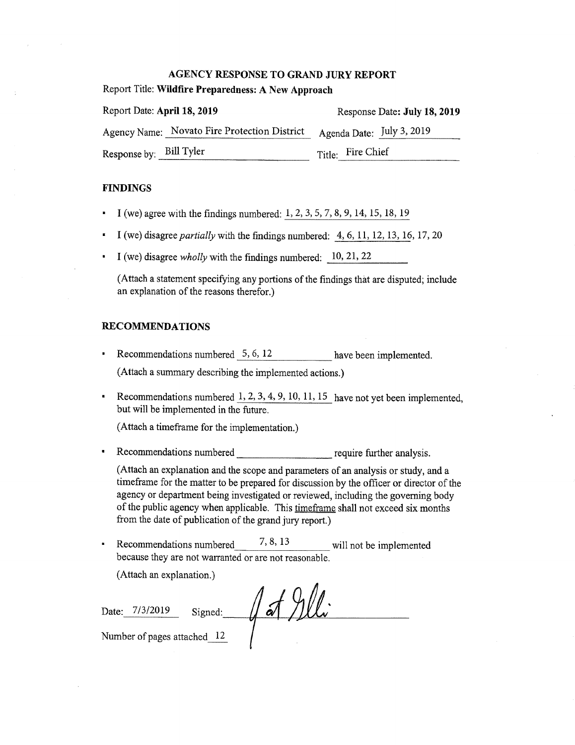## AGENCY RESPONSE TO GRAND JURY REPORT

Report Title: **Wildfire Preparedness: A New Approach**

Report Date: **April 18, 2019** Response Date: **July 18, 2019**

Agency Name: Novato Fire Protection District Agenda Date: July 3, 2019

Response by: Bill Tyler Title: Fire Chief

### FINDINGS

- I (we) agree with the findings numbered: 1, 2, 3, 5, 7, 8, 9, 14, 15, 18, 19
- I (we) disagree *partially* with the findings numbered: 4, 6, 11, 12, 13, 16, 17, 20
- I (we) disagree *wholly* with the findings numbered: 10, 21, 22

(Attach a statement specifying any portions of the findings that are disputed; include an explanation of the reasons therefor.)

### RECOMMENDATIONS

- Recommendations numbered 5, 6, 12 have been implemented.

  (Attach a summary describing the implemented actions.)

- Recommendations numbered 1, 2, 3, 4, 9, 10, 11, 15 have not yet been implemented, but will be implemented in the future.

  (Attach a timeframe for the implementation.)

- Recommendations numbered ________ require further analysis.

  (Attach an explanation and the scope and parameters of an analysis or study, and a timeframe for the matter to be prepared for discussion by the officer or director of the agency or department being investigated or reviewed, including the governing body of the public agency when applicable. This timeframe shall not exceed six months from the date of publication of the grand jury report.)

- Recommendations numbered 7, 8, 13 will not be implemented because they are not warranted or are not reasonable.

  (Attach an explanation.)

Date: 7/3/2019 Signed: [signature]

Number of pages attached 12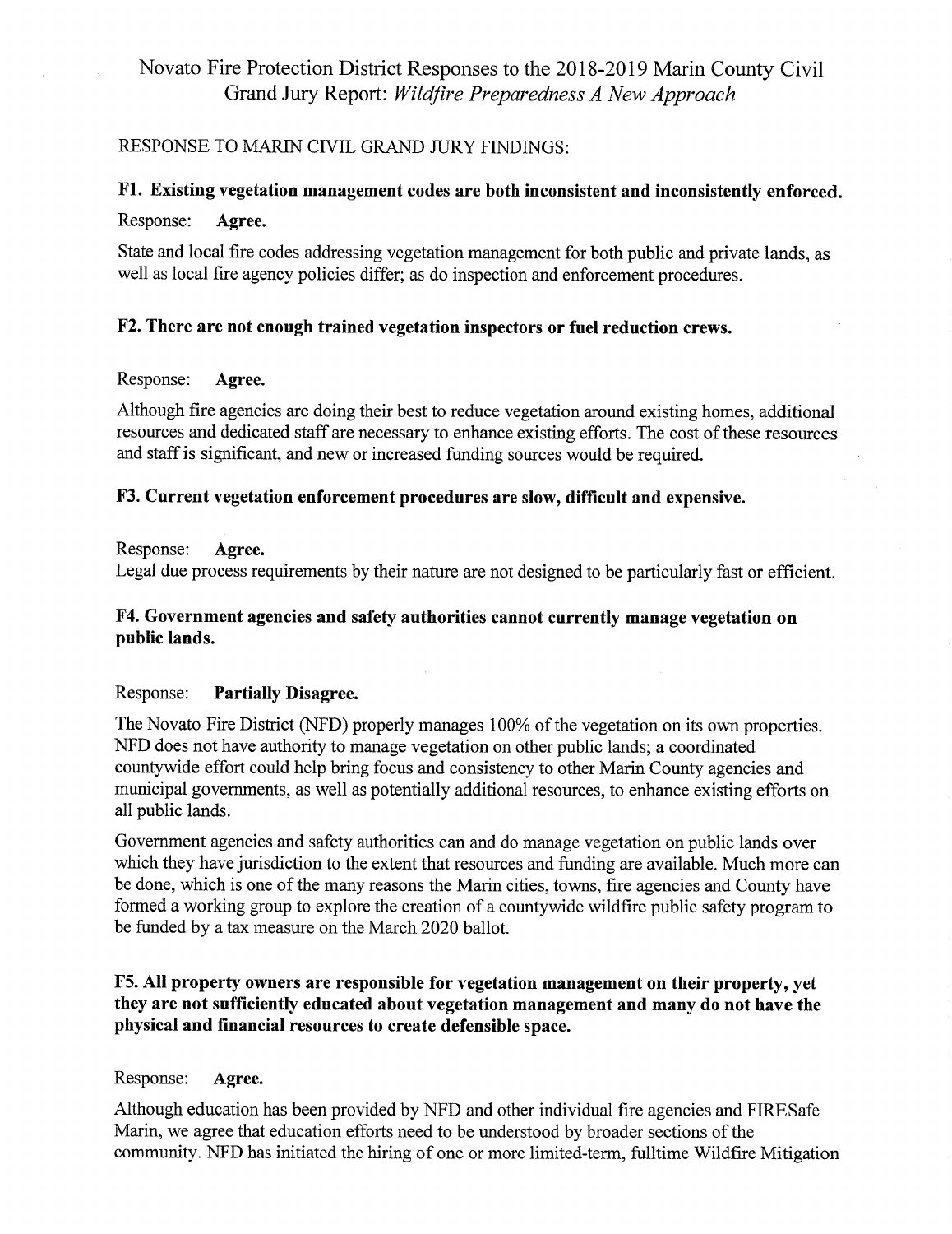# Novato Fire Protection District Responses to the 2018-2019 Marin County Civil Grand Jury Report: *Wildfire Preparedness A New Approach*

RESPONSE TO MARIN CIVIL GRAND JURY FINDINGS:

**F1. Existing vegetation management codes are both inconsistent and inconsistently enforced.**

Response: **Agree.**

State and local fire codes addressing vegetation management for both public and private lands, as well as local fire agency policies differ; as do inspection and enforcement procedures.

**F2. There are not enough trained vegetation inspectors or fuel reduction crews.**

Response: **Agree.**

Although fire agencies are doing their best to reduce vegetation around existing homes, additional resources and dedicated staff are necessary to enhance existing efforts. The cost of these resources and staff is significant, and new or increased funding sources would be required.

**F3. Current vegetation enforcement procedures are slow, difficult and expensive.**

Response: **Agree.**

Legal due process requirements by their nature are not designed to be particularly fast or efficient.

**F4. Government agencies and safety authorities cannot currently manage vegetation on public lands.**

Response: **Partially Disagree.**

The Novato Fire District (NFD) properly manages 100% of the vegetation on its own properties. NFD does not have authority to manage vegetation on other public lands; a coordinated countywide effort could help bring focus and consistency to other Marin County agencies and municipal governments, as well as potentially additional resources, to enhance existing efforts on all public lands.

Government agencies and safety authorities can and do manage vegetation on public lands over which they have jurisdiction to the extent that resources and funding are available. Much more can be done, which is one of the many reasons the Marin cities, towns, fire agencies and County have formed a working group to explore the creation of a countywide wildfire public safety program to be funded by a tax measure on the March 2020 ballot.

**F5. All property owners are responsible for vegetation management on their property, yet they are not sufficiently educated about vegetation management and many do not have the physical and financial resources to create defensible space.**

Response: **Agree.**

Although education has been provided by NFD and other individual fire agencies and FIRESafe Marin, we agree that education efforts need to be understood by broader sections of the community. NFD has initiated the hiring of one or more limited-term, fulltime Wildfire Mitigation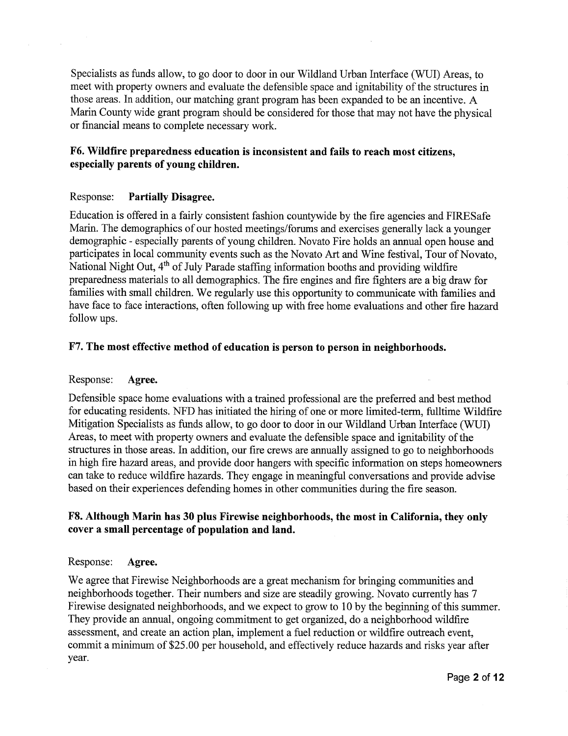Specialists as funds allow, to go door to door in our Wildland Urban Interface (WUI) Areas, to meet with property owners and evaluate the defensible space and ignitability of the structures in those areas. In addition, our matching grant program has been expanded to be an incentive. A Marin County wide grant program should be considered for those that may not have the physical or financial means to complete necessary work.

### F6. Wildfire preparedness education is inconsistent and fails to reach most citizens, especially parents of young children.

Response: **Partially Disagree.**

Education is offered in a fairly consistent fashion countywide by the fire agencies and FIRESafe Marin. The demographics of our hosted meetings/forums and exercises generally lack a younger demographic - especially parents of young children. Novato Fire holds an annual open house and participates in local community events such as the Novato Art and Wine festival, Tour of Novato, National Night Out, 4th of July Parade staffing information booths and providing wildfire preparedness materials to all demographics. The fire engines and fire fighters are a big draw for families with small children. We regularly use this opportunity to communicate with families and have face to face interactions, often following up with free home evaluations and other fire hazard follow ups.

### F7. The most effective method of education is person to person in neighborhoods.

Response: **Agree.**

Defensible space home evaluations with a trained professional are the preferred and best method for educating residents. NFD has initiated the hiring of one or more limited-term, fulltime Wildfire Mitigation Specialists as funds allow, to go door to door in our Wildland Urban Interface (WUI) Areas, to meet with property owners and evaluate the defensible space and ignitability of the structures in those areas. In addition, our fire crews are annually assigned to go to neighborhoods in high fire hazard areas, and provide door hangers with specific information on steps homeowners can take to reduce wildfire hazards. They engage in meaningful conversations and provide advise based on their experiences defending homes in other communities during the fire season.

### F8. Although Marin has 30 plus Firewise neighborhoods, the most in California, they only cover a small percentage of population and land.

Response: **Agree.**

We agree that Firewise Neighborhoods are a great mechanism for bringing communities and neighborhoods together. Their numbers and size are steadily growing. Novato currently has 7 Firewise designated neighborhoods, and we expect to grow to 10 by the beginning of this summer. They provide an annual, ongoing commitment to get organized, do a neighborhood wildfire assessment, and create an action plan, implement a fuel reduction or wildfire outreach event, commit a minimum of $25.00 per household, and effectively reduce hazards and risks year after year.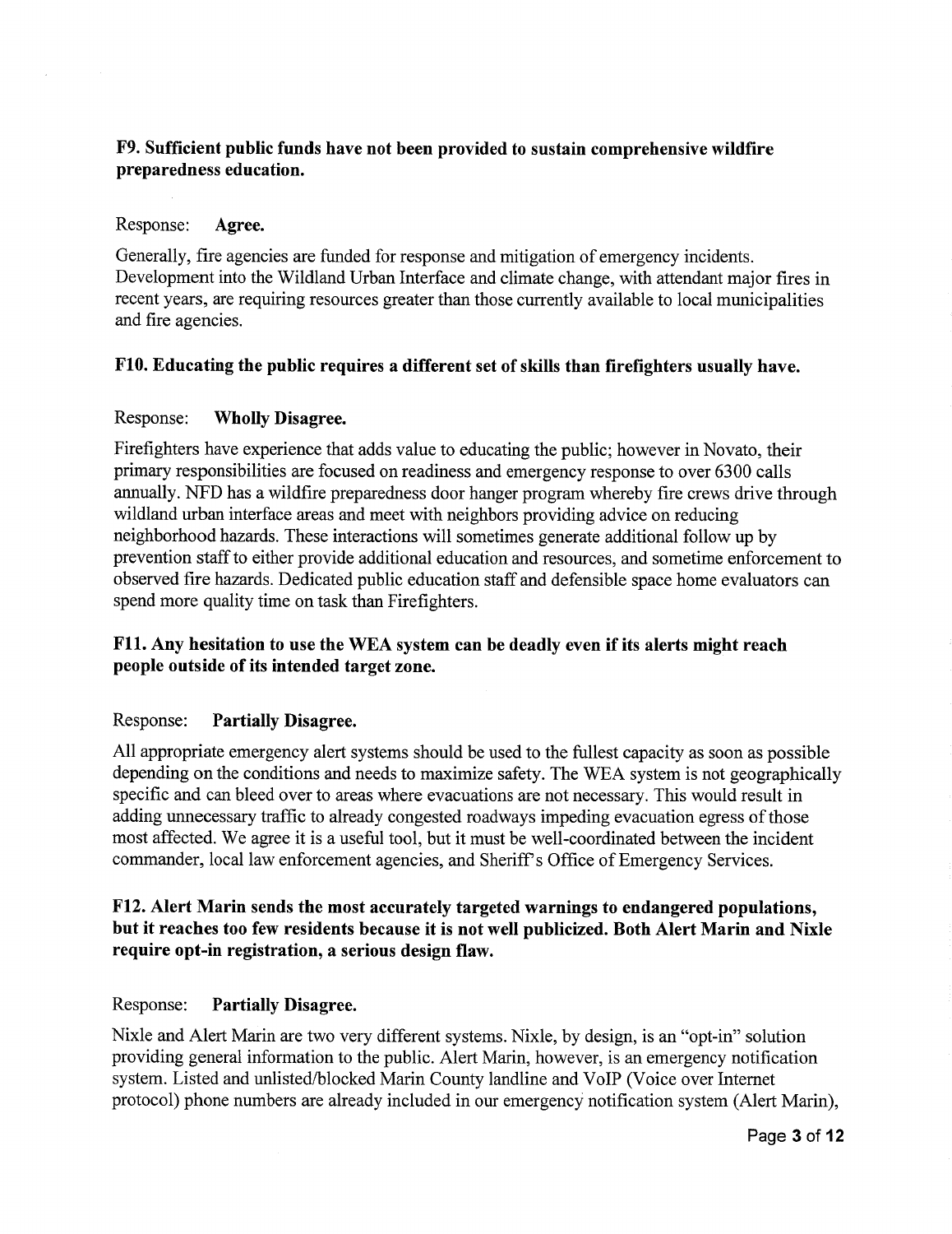**F9. Sufficient public funds have not been provided to sustain comprehensive wildfire preparedness education.**

Response: **Agree.**

Generally, fire agencies are funded for response and mitigation of emergency incidents. Development into the Wildland Urban Interface and climate change, with attendant major fires in recent years, are requiring resources greater than those currently available to local municipalities and fire agencies.

**F10. Educating the public requires a different set of skills than firefighters usually have.**

Response: **Wholly Disagree.**

Firefighters have experience that adds value to educating the public; however in Novato, their primary responsibilities are focused on readiness and emergency response to over 6300 calls annually. NFD has a wildfire preparedness door hanger program whereby fire crews drive through wildland urban interface areas and meet with neighbors providing advice on reducing neighborhood hazards. These interactions will sometimes generate additional follow up by prevention staff to either provide additional education and resources, and sometime enforcement to observed fire hazards. Dedicated public education staff and defensible space home evaluators can spend more quality time on task than Firefighters.

**F11. Any hesitation to use the WEA system can be deadly even if its alerts might reach people outside of its intended target zone.**

Response: **Partially Disagree.**

All appropriate emergency alert systems should be used to the fullest capacity as soon as possible depending on the conditions and needs to maximize safety. The WEA system is not geographically specific and can bleed over to areas where evacuations are not necessary. This would result in adding unnecessary traffic to already congested roadways impeding evacuation egress of those most affected. We agree it is a useful tool, but it must be well-coordinated between the incident commander, local law enforcement agencies, and Sheriff's Office of Emergency Services.

**F12. Alert Marin sends the most accurately targeted warnings to endangered populations, but it reaches too few residents because it is not well publicized. Both Alert Marin and Nixle require opt-in registration, a serious design flaw.**

Response: **Partially Disagree.**

Nixle and Alert Marin are two very different systems. Nixle, by design, is an "opt-in" solution providing general information to the public. Alert Marin, however, is an emergency notification system. Listed and unlisted/blocked Marin County landline and VoIP (Voice over Internet protocol) phone numbers are already included in our emergency notification system (Alert Marin),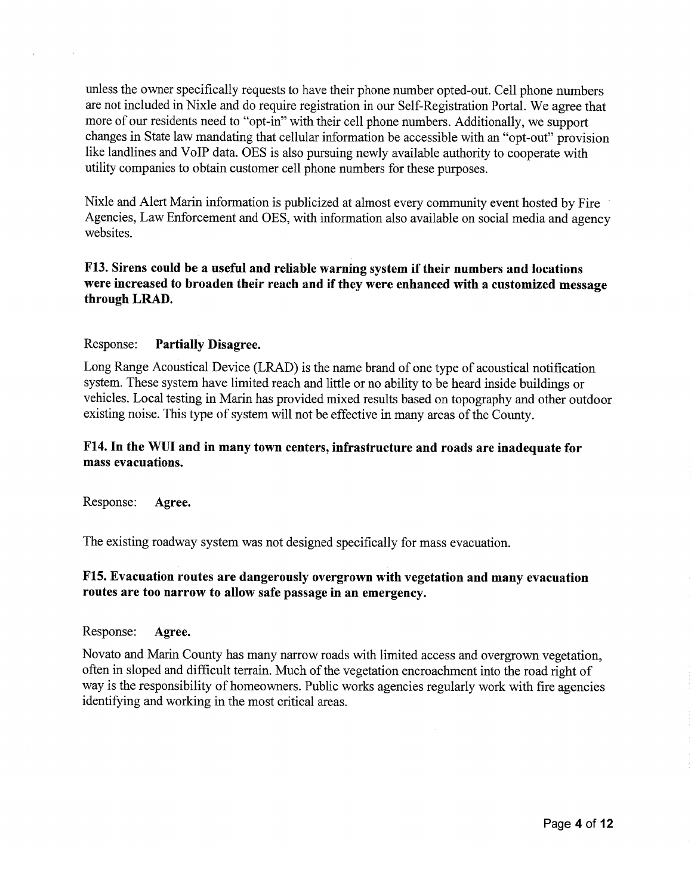unless the owner specifically requests to have their phone number opted-out. Cell phone numbers are not included in Nixle and do require registration in our Self-Registration Portal. We agree that more of our residents need to "opt-in" with their cell phone numbers. Additionally, we support changes in State law mandating that cellular information be accessible with an "opt-out" provision like landlines and VoIP data. OES is also pursuing newly available authority to cooperate with utility companies to obtain customer cell phone numbers for these purposes.

Nixle and Alert Marin information is publicized at almost every community event hosted by Fire Agencies, Law Enforcement and OES, with information also available on social media and agency websites.

**F13. Sirens could be a useful and reliable warning system if their numbers and locations were increased to broaden their reach and if they were enhanced with a customized message through LRAD.**

Response: **Partially Disagree.**

Long Range Acoustical Device (LRAD) is the name brand of one type of acoustical notification system. These system have limited reach and little or no ability to be heard inside buildings or vehicles. Local testing in Marin has provided mixed results based on topography and other outdoor existing noise. This type of system will not be effective in many areas of the County.

**F14. In the WUI and in many town centers, infrastructure and roads are inadequate for mass evacuations.**

Response: **Agree.**

The existing roadway system was not designed specifically for mass evacuation.

**F15. Evacuation routes are dangerously overgrown with vegetation and many evacuation routes are too narrow to allow safe passage in an emergency.**

Response: **Agree.**

Novato and Marin County has many narrow roads with limited access and overgrown vegetation, often in sloped and difficult terrain. Much of the vegetation encroachment into the road right of way is the responsibility of homeowners. Public works agencies regularly work with fire agencies identifying and working in the most critical areas.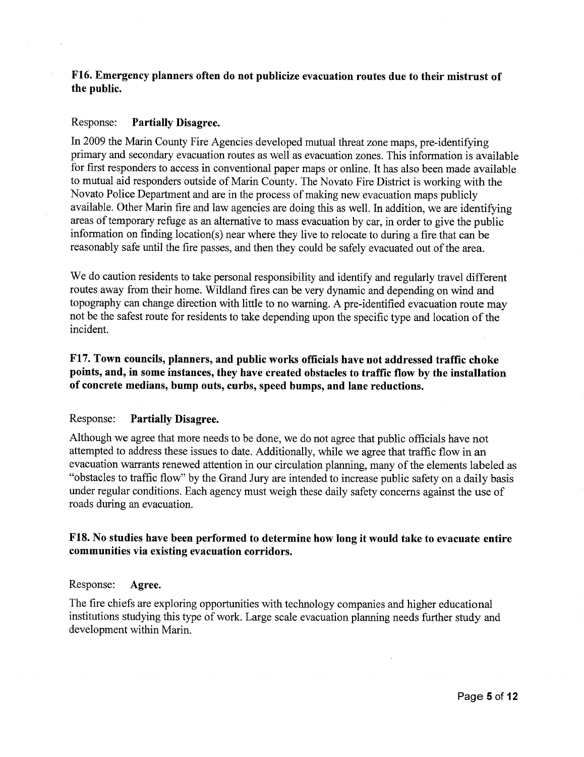**F16. Emergency planners often do not publicize evacuation routes due to their mistrust of the public.**

Response: **Partially Disagree.**

In 2009 the Marin County Fire Agencies developed mutual threat zone maps, pre-identifying primary and secondary evacuation routes as well as evacuation zones. This information is available for first responders to access in conventional paper maps or online. It has also been made available to mutual aid responders outside of Marin County. The Novato Fire District is working with the Novato Police Department and are in the process of making new evacuation maps publicly available. Other Marin fire and law agencies are doing this as well. In addition, we are identifying areas of temporary refuge as an alternative to mass evacuation by car, in order to give the public information on finding location(s) near where they live to relocate to during a fire that can be reasonably safe until the fire passes, and then they could be safely evacuated out of the area.

We do caution residents to take personal responsibility and identify and regularly travel different routes away from their home. Wildland fires can be very dynamic and depending on wind and topography can change direction with little to no warning. A pre-identified evacuation route may not be the safest route for residents to take depending upon the specific type and location of the incident.

**F17. Town councils, planners, and public works officials have not addressed traffic choke points, and, in some instances, they have created obstacles to traffic flow by the installation of concrete medians, bump outs, curbs, speed bumps, and lane reductions.**

Response: **Partially Disagree.**

Although we agree that more needs to be done, we do not agree that public officials have not attempted to address these issues to date. Additionally, while we agree that traffic flow in an evacuation warrants renewed attention in our circulation planning, many of the elements labeled as "obstacles to traffic flow" by the Grand Jury are intended to increase public safety on a daily basis under regular conditions. Each agency must weigh these daily safety concerns against the use of roads during an evacuation.

**F18. No studies have been performed to determine how long it would take to evacuate entire communities via existing evacuation corridors.**

Response: **Agree.**

The fire chiefs are exploring opportunities with technology companies and higher educational institutions studying this type of work. Large scale evacuation planning needs further study and development within Marin.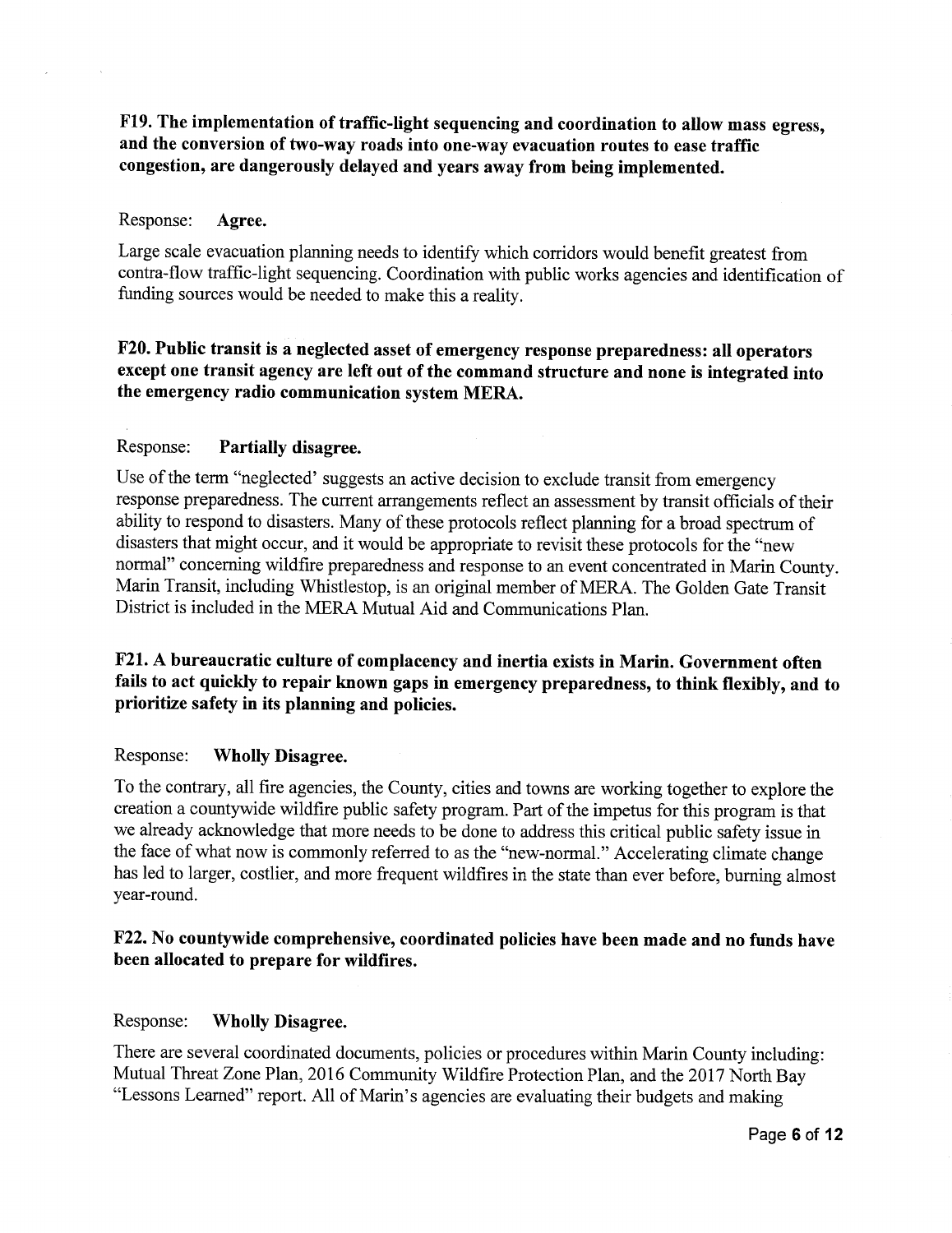**F19. The implementation of traffic-light sequencing and coordination to allow mass egress, and the conversion of two-way roads into one-way evacuation routes to ease traffic congestion, are dangerously delayed and years away from being implemented.**

Response: **Agree.**

Large scale evacuation planning needs to identify which corridors would benefit greatest from contra-flow traffic-light sequencing. Coordination with public works agencies and identification of funding sources would be needed to make this a reality.

**F20. Public transit is a neglected asset of emergency response preparedness: all operators except one transit agency are left out of the command structure and none is integrated into the emergency radio communication system MERA.**

Response: **Partially disagree.**

Use of the term "neglected' suggests an active decision to exclude transit from emergency response preparedness. The current arrangements reflect an assessment by transit officials of their ability to respond to disasters. Many of these protocols reflect planning for a broad spectrum of disasters that might occur, and it would be appropriate to revisit these protocols for the "new normal" concerning wildfire preparedness and response to an event concentrated in Marin County. Marin Transit, including Whistlestop, is an original member of MERA. The Golden Gate Transit District is included in the MERA Mutual Aid and Communications Plan.

**F21. A bureaucratic culture of complacency and inertia exists in Marin. Government often fails to act quickly to repair known gaps in emergency preparedness, to think flexibly, and to prioritize safety in its planning and policies.**

Response: **Wholly Disagree.**

To the contrary, all fire agencies, the County, cities and towns are working together to explore the creation a countywide wildfire public safety program. Part of the impetus for this program is that we already acknowledge that more needs to be done to address this critical public safety issue in the face of what now is commonly referred to as the "new-normal." Accelerating climate change has led to larger, costlier, and more frequent wildfires in the state than ever before, burning almost year-round.

**F22. No countywide comprehensive, coordinated policies have been made and no funds have been allocated to prepare for wildfires.**

Response: **Wholly Disagree.**

There are several coordinated documents, policies or procedures within Marin County including: Mutual Threat Zone Plan, 2016 Community Wildfire Protection Plan, and the 2017 North Bay "Lessons Learned" report. All of Marin's agencies are evaluating their budgets and making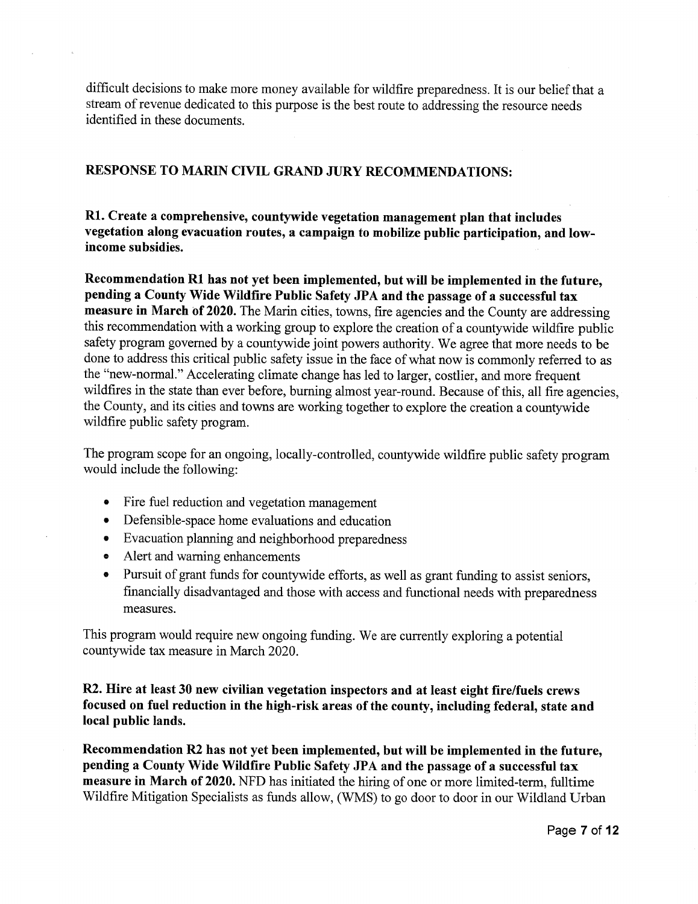difficult decisions to make more money available for wildfire preparedness. It is our belief that a stream of revenue dedicated to this purpose is the best route to addressing the resource needs identified in these documents.

## RESPONSE TO MARIN CIVIL GRAND JURY RECOMMENDATIONS:

**R1. Create a comprehensive, countywide vegetation management plan that includes vegetation along evacuation routes, a campaign to mobilize public participation, and low-income subsidies.**

**Recommendation R1 has not yet been implemented, but will be implemented in the future, pending a County Wide Wildfire Public Safety JPA and the passage of a successful tax measure in March of 2020.** The Marin cities, towns, fire agencies and the County are addressing this recommendation with a working group to explore the creation of a countywide wildfire public safety program governed by a countywide joint powers authority. We agree that more needs to be done to address this critical public safety issue in the face of what now is commonly referred to as the "new-normal." Accelerating climate change has led to larger, costlier, and more frequent wildfires in the state than ever before, burning almost year-round. Because of this, all fire agencies, the County, and its cities and towns are working together to explore the creation a countywide wildfire public safety program.

The program scope for an ongoing, locally-controlled, countywide wildfire public safety program would include the following:

- Fire fuel reduction and vegetation management
- Defensible-space home evaluations and education
- Evacuation planning and neighborhood preparedness
- Alert and warning enhancements
- Pursuit of grant funds for countywide efforts, as well as grant funding to assist seniors, financially disadvantaged and those with access and functional needs with preparedness measures.

This program would require new ongoing funding. We are currently exploring a potential countywide tax measure in March 2020.

**R2. Hire at least 30 new civilian vegetation inspectors and at least eight fire/fuels crews focused on fuel reduction in the high-risk areas of the county, including federal, state and local public lands.**

**Recommendation R2 has not yet been implemented, but will be implemented in the future, pending a County Wide Wildfire Public Safety JPA and the passage of a successful tax measure in March of 2020.** NFD has initiated the hiring of one or more limited-term, fulltime Wildfire Mitigation Specialists as funds allow, (WMS) to go door to door in our Wildland Urban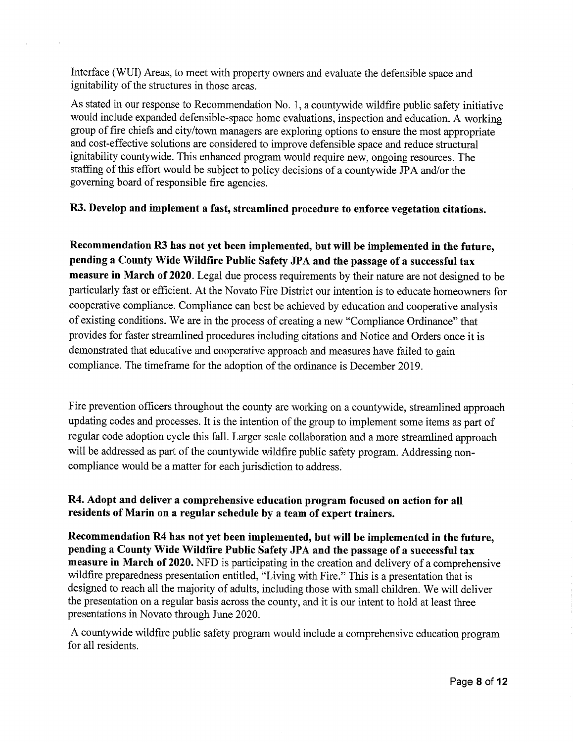Interface (WUI) Areas, to meet with property owners and evaluate the defensible space and ignitability of the structures in those areas.

As stated in our response to Recommendation No. 1, a countywide wildfire public safety initiative would include expanded defensible-space home evaluations, inspection and education. A working group of fire chiefs and city/town managers are exploring options to ensure the most appropriate and cost-effective solutions are considered to improve defensible space and reduce structural ignitability countywide. This enhanced program would require new, ongoing resources. The staffing of this effort would be subject to policy decisions of a countywide JPA and/or the governing board of responsible fire agencies.

**R3. Develop and implement a fast, streamlined procedure to enforce vegetation citations.**

**Recommendation R3 has not yet been implemented, but will be implemented in the future, pending a County Wide Wildfire Public Safety JPA and the passage of a successful tax measure in March of 2020.** Legal due process requirements by their nature are not designed to be particularly fast or efficient. At the Novato Fire District our intention is to educate homeowners for cooperative compliance. Compliance can best be achieved by education and cooperative analysis of existing conditions. We are in the process of creating a new "Compliance Ordinance" that provides for faster streamlined procedures including citations and Notice and Orders once it is demonstrated that educative and cooperative approach and measures have failed to gain compliance. The timeframe for the adoption of the ordinance is December 2019.

Fire prevention officers throughout the county are working on a countywide, streamlined approach updating codes and processes. It is the intention of the group to implement some items as part of regular code adoption cycle this fall. Larger scale collaboration and a more streamlined approach will be addressed as part of the countywide wildfire public safety program. Addressing non-compliance would be a matter for each jurisdiction to address.

**R4. Adopt and deliver a comprehensive education program focused on action for all residents of Marin on a regular schedule by a team of expert trainers.**

**Recommendation R4 has not yet been implemented, but will be implemented in the future, pending a County Wide Wildfire Public Safety JPA and the passage of a successful tax measure in March of 2020.** NFD is participating in the creation and delivery of a comprehensive wildfire preparedness presentation entitled, "Living with Fire." This is a presentation that is designed to reach all the majority of adults, including those with small children. We will deliver the presentation on a regular basis across the county, and it is our intent to hold at least three presentations in Novato through June 2020.

A countywide wildfire public safety program would include a comprehensive education program for all residents.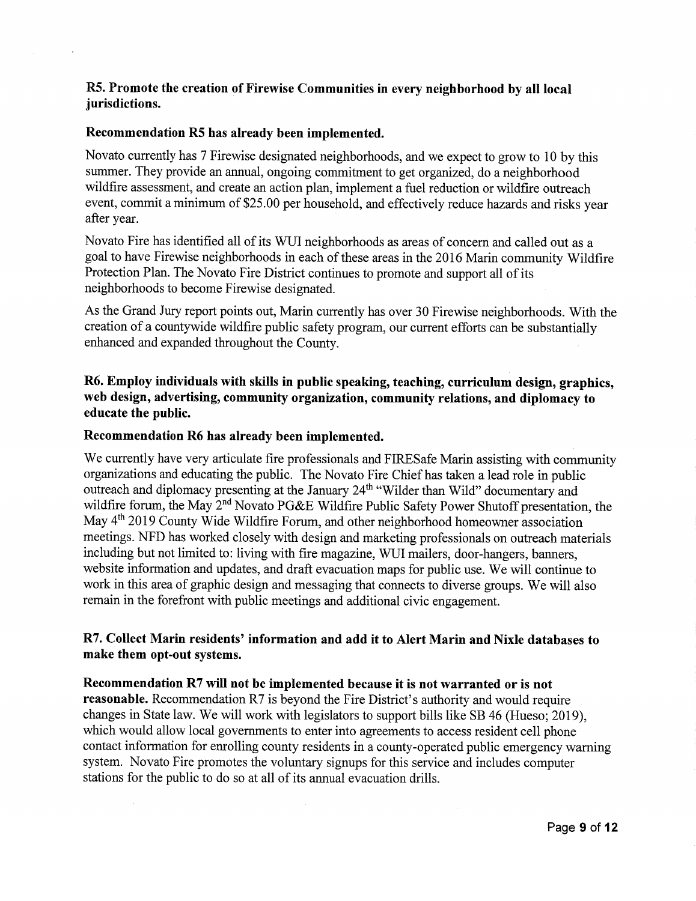**R5. Promote the creation of Firewise Communities in every neighborhood by all local jurisdictions.**

**Recommendation R5 has already been implemented.**

Novato currently has 7 Firewise designated neighborhoods, and we expect to grow to 10 by this summer. They provide an annual, ongoing commitment to get organized, do a neighborhood wildfire assessment, and create an action plan, implement a fuel reduction or wildfire outreach event, commit a minimum of $25.00 per household, and effectively reduce hazards and risks year after year.

Novato Fire has identified all of its WUI neighborhoods as areas of concern and called out as a goal to have Firewise neighborhoods in each of these areas in the 2016 Marin community Wildfire Protection Plan. The Novato Fire District continues to promote and support all of its neighborhoods to become Firewise designated.

As the Grand Jury report points out, Marin currently has over 30 Firewise neighborhoods. With the creation of a countywide wildfire public safety program, our current efforts can be substantially enhanced and expanded throughout the County.

**R6. Employ individuals with skills in public speaking, teaching, curriculum design, graphics, web design, advertising, community organization, community relations, and diplomacy to educate the public.**

**Recommendation R6 has already been implemented.**

We currently have very articulate fire professionals and FIRESafe Marin assisting with community organizations and educating the public. The Novato Fire Chief has taken a lead role in public outreach and diplomacy presenting at the January 24th "Wilder than Wild" documentary and wildfire forum, the May 2nd Novato PG&E Wildfire Public Safety Power Shutoff presentation, the May 4th 2019 County Wide Wildfire Forum, and other neighborhood homeowner association meetings. NFD has worked closely with design and marketing professionals on outreach materials including but not limited to: living with fire magazine, WUI mailers, door-hangers, banners, website information and updates, and draft evacuation maps for public use. We will continue to work in this area of graphic design and messaging that connects to diverse groups. We will also remain in the forefront with public meetings and additional civic engagement.

**R7. Collect Marin residents' information and add it to Alert Marin and Nixle databases to make them opt-out systems.**

**Recommendation R7 will not be implemented because it is not warranted or is not reasonable.** Recommendation R7 is beyond the Fire District's authority and would require changes in State law. We will work with legislators to support bills like SB 46 (Hueso; 2019), which would allow local governments to enter into agreements to access resident cell phone contact information for enrolling county residents in a county-operated public emergency warning system. Novato Fire promotes the voluntary signups for this service and includes computer stations for the public to do so at all of its annual evacuation drills.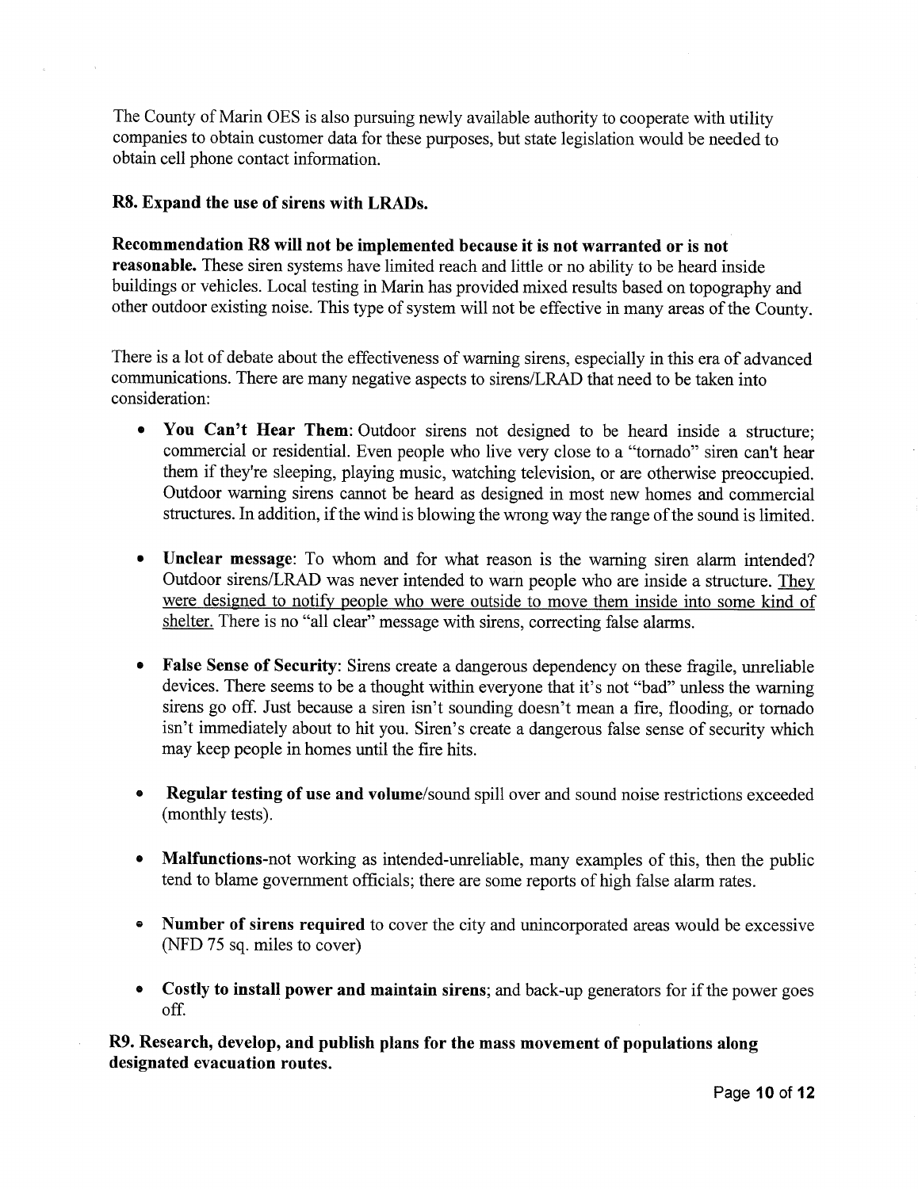The County of Marin OES is also pursuing newly available authority to cooperate with utility companies to obtain customer data for these purposes, but state legislation would be needed to obtain cell phone contact information.

**R8. Expand the use of sirens with LRADs.**

**Recommendation R8 will not be implemented because it is not warranted or is not reasonable.** These siren systems have limited reach and little or no ability to be heard inside buildings or vehicles. Local testing in Marin has provided mixed results based on topography and other outdoor existing noise. This type of system will not be effective in many areas of the County.

There is a lot of debate about the effectiveness of warning sirens, especially in this era of advanced communications. There are many negative aspects to sirens/LRAD that need to be taken into consideration:

- **You Can't Hear Them:** Outdoor sirens not designed to be heard inside a structure; commercial or residential. Even people who live very close to a "tornado" siren can't hear them if they're sleeping, playing music, watching television, or are otherwise preoccupied. Outdoor warning sirens cannot be heard as designed in most new homes and commercial structures. In addition, if the wind is blowing the wrong way the range of the sound is limited.

- **Unclear message**: To whom and for what reason is the warning siren alarm intended? Outdoor sirens/LRAD was never intended to warn people who are inside a structure. <u>They were designed to notify people who were outside to move them inside into some kind of shelter.</u> There is no "all clear" message with sirens, correcting false alarms.

- **False Sense of Security**: Sirens create a dangerous dependency on these fragile, unreliable devices. There seems to be a thought within everyone that it's not "bad" unless the warning sirens go off. Just because a siren isn't sounding doesn't mean a fire, flooding, or tornado isn't immediately about to hit you. Siren's create a dangerous false sense of security which may keep people in homes until the fire hits.

- **Regular testing of use and volume**/sound spill over and sound noise restrictions exceeded (monthly tests).

- **Malfunctions**-not working as intended-unreliable, many examples of this, then the public tend to blame government officials; there are some reports of high false alarm rates.

- **Number of sirens required** to cover the city and unincorporated areas would be excessive (NFD 75 sq. miles to cover)

- **Costly to install power and maintain sirens**; and back-up generators for if the power goes off.

**R9. Research, develop, and publish plans for the mass movement of populations along designated evacuation routes.**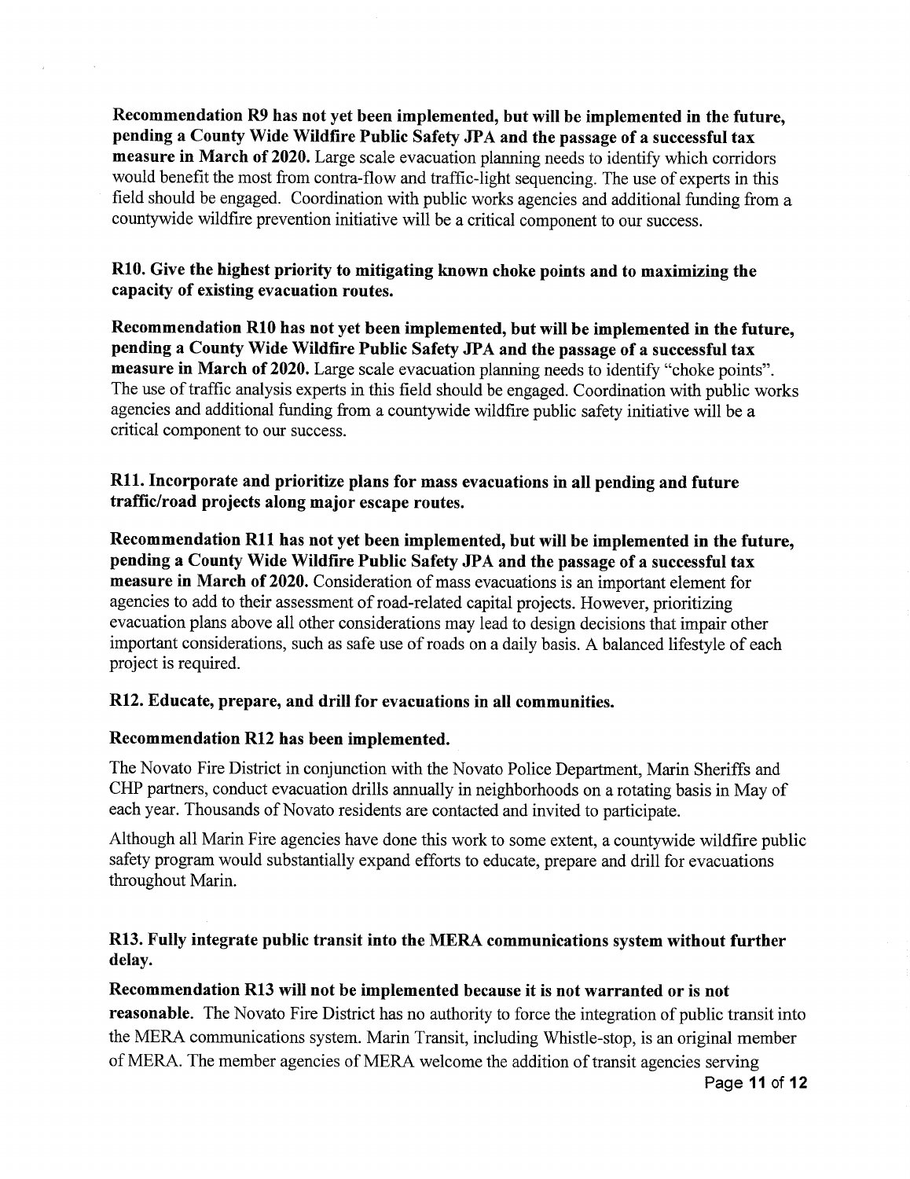**Recommendation R9 has not yet been implemented, but will be implemented in the future, pending a County Wide Wildfire Public Safety JPA and the passage of a successful tax measure in March of 2020.** Large scale evacuation planning needs to identify which corridors would benefit the most from contra-flow and traffic-light sequencing. The use of experts in this field should be engaged. Coordination with public works agencies and additional funding from a countywide wildfire prevention initiative will be a critical component to our success.

**R10. Give the highest priority to mitigating known choke points and to maximizing the capacity of existing evacuation routes.**

**Recommendation R10 has not yet been implemented, but will be implemented in the future, pending a County Wide Wildfire Public Safety JPA and the passage of a successful tax measure in March of 2020.** Large scale evacuation planning needs to identify "choke points". The use of traffic analysis experts in this field should be engaged. Coordination with public works agencies and additional funding from a countywide wildfire public safety initiative will be a critical component to our success.

**R11. Incorporate and prioritize plans for mass evacuations in all pending and future traffic/road projects along major escape routes.**

**Recommendation R11 has not yet been implemented, but will be implemented in the future, pending a County Wide Wildfire Public Safety JPA and the passage of a successful tax measure in March of 2020.** Consideration of mass evacuations is an important element for agencies to add to their assessment of road-related capital projects. However, prioritizing evacuation plans above all other considerations may lead to design decisions that impair other important considerations, such as safe use of roads on a daily basis. A balanced lifestyle of each project is required.

**R12. Educate, prepare, and drill for evacuations in all communities.**

**Recommendation R12 has been implemented.**

The Novato Fire District in conjunction with the Novato Police Department, Marin Sheriffs and CHP partners, conduct evacuation drills annually in neighborhoods on a rotating basis in May of each year. Thousands of Novato residents are contacted and invited to participate.

Although all Marin Fire agencies have done this work to some extent, a countywide wildfire public safety program would substantially expand efforts to educate, prepare and drill for evacuations throughout Marin.

**R13. Fully integrate public transit into the MERA communications system without further delay.**

**Recommendation R13 will not be implemented because it is not warranted or is not reasonable.** The Novato Fire District has no authority to force the integration of public transit into the MERA communications system. Marin Transit, including Whistle-stop, is an original member of MERA. The member agencies of MERA welcome the addition of transit agencies serving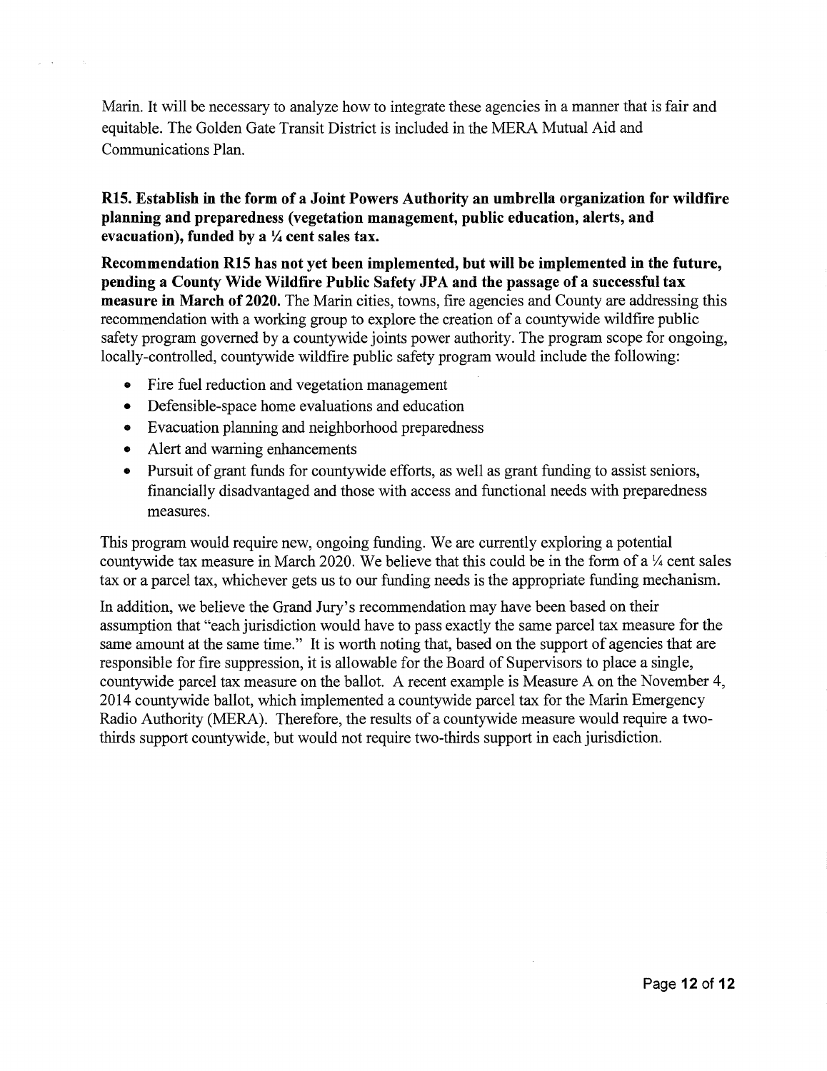Marin. It will be necessary to analyze how to integrate these agencies in a manner that is fair and equitable. The Golden Gate Transit District is included in the MERA Mutual Aid and Communications Plan.

**R15. Establish in the form of a Joint Powers Authority an umbrella organization for wildfire planning and preparedness (vegetation management, public education, alerts, and evacuation), funded by a ¼ cent sales tax.**

**Recommendation R15 has not yet been implemented, but will be implemented in the future, pending a County Wide Wildfire Public Safety JPA and the passage of a successful tax measure in March of 2020.** The Marin cities, towns, fire agencies and County are addressing this recommendation with a working group to explore the creation of a countywide wildfire public safety program governed by a countywide joints power authority. The program scope for ongoing, locally-controlled, countywide wildfire public safety program would include the following:

- Fire fuel reduction and vegetation management
- Defensible-space home evaluations and education
- Evacuation planning and neighborhood preparedness
- Alert and warning enhancements
- Pursuit of grant funds for countywide efforts, as well as grant funding to assist seniors, financially disadvantaged and those with access and functional needs with preparedness measures.

This program would require new, ongoing funding. We are currently exploring a potential countywide tax measure in March 2020. We believe that this could be in the form of a ¼ cent sales tax or a parcel tax, whichever gets us to our funding needs is the appropriate funding mechanism.

In addition, we believe the Grand Jury's recommendation may have been based on their assumption that "each jurisdiction would have to pass exactly the same parcel tax measure for the same amount at the same time." It is worth noting that, based on the support of agencies that are responsible for fire suppression, it is allowable for the Board of Supervisors to place a single, countywide parcel tax measure on the ballot. A recent example is Measure A on the November 4, 2014 countywide ballot, which implemented a countywide parcel tax for the Marin Emergency Radio Authority (MERA). Therefore, the results of a countywide measure would require a two-thirds support countywide, but would not require two-thirds support in each jurisdiction.